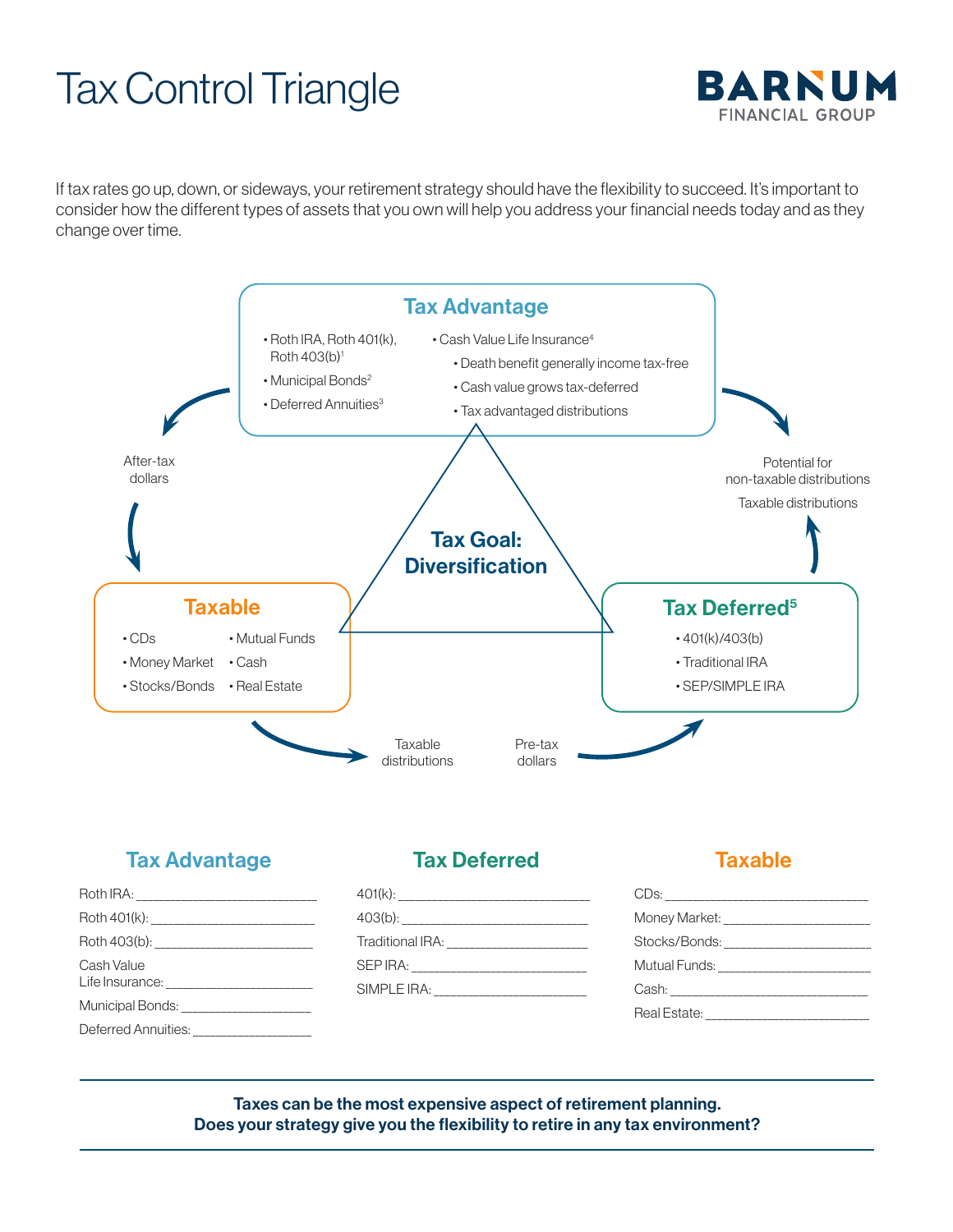# Tax Control Triangle

BARNUM FINANCIAL GROUP

If tax rates go up, down, or sideways, your retirement strategy should have the flexibility to succeed. It's important to consider how the different types of assets that you own will help you address your financial needs today and as they change over time.

## Tax Advantage

- Roth IRA, Roth 401(k), Roth 403(b)[1]
- Municipal Bonds[2]
- Deferred Annuities[3]
- Cash Value Life Insurance[4]
  - Death benefit generally income tax-free
  - Cash value grows tax-deferred
  - Tax advantaged distributions

After-tax dollars

Potential for non-taxable distributions

Taxable distributions

**Tax Goal: Diversification**

## Taxable

- CDs
- Money Market
- Stocks/Bonds
- Mutual Funds
- Cash
- Real Estate

## Tax Deferred[5]

- 401(k)/403(b)
- Traditional IRA
- SEP/SIMPLE IRA

Taxable distributions

Pre-tax dollars

### Tax Advantage

Roth IRA: ______________________

Roth 401(k): ______________________

Roth 403(b): ______________________

Cash Value Life Insurance: ______________________

Municipal Bonds: ______________________

Deferred Annuities: ______________________

### Tax Deferred

401(k): ______________________

403(b): ______________________

Traditional IRA: ______________________

SEP IRA: ______________________

SIMPLE IRA: ______________________

### Taxable

CDs: ______________________

Money Market: ______________________

Stocks/Bonds: ______________________

Mutual Funds: ______________________

Cash: ______________________

Real Estate: ______________________

**Taxes can be the most expensive aspect of retirement planning.**
**Does your strategy give you the flexibility to retire in any tax environment?**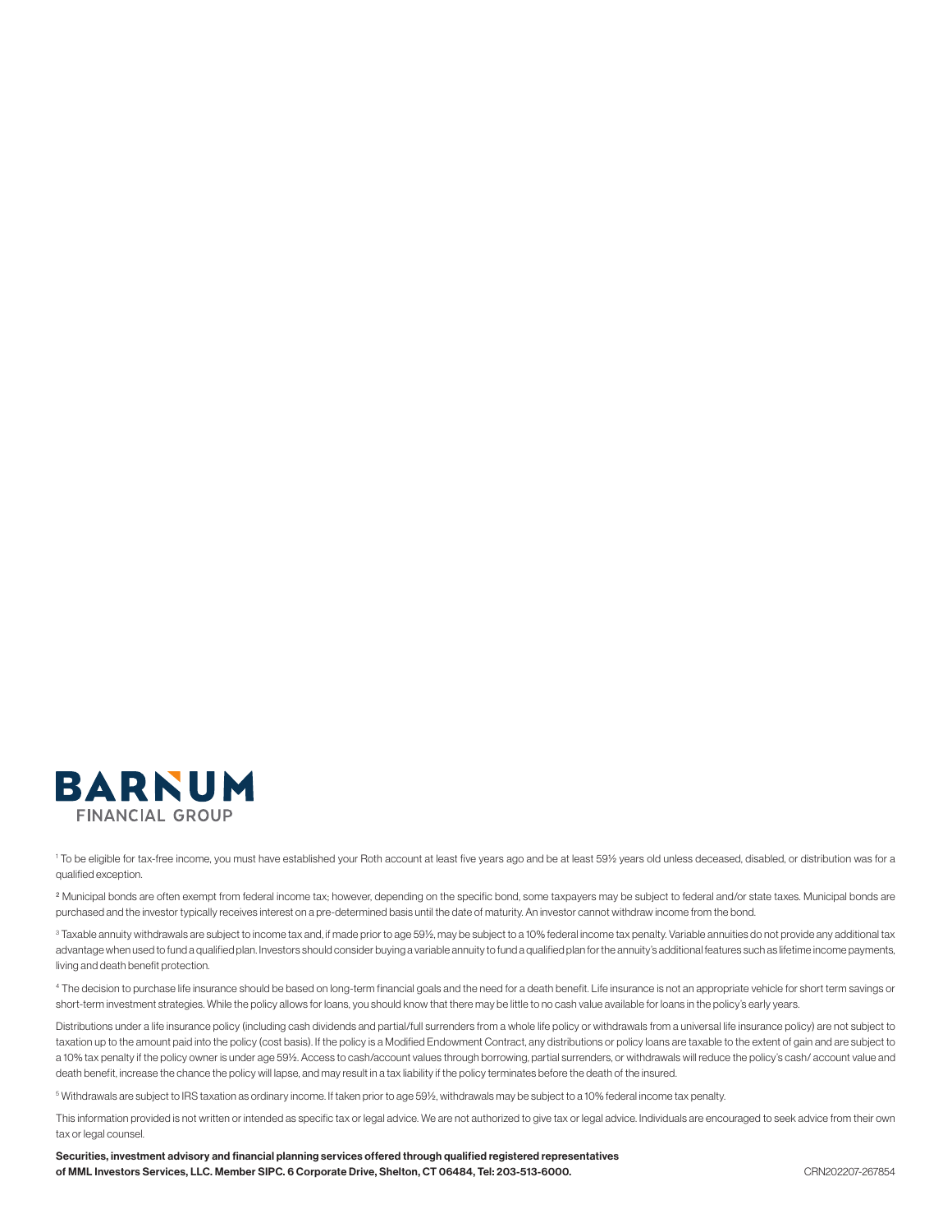BARNUM
FINANCIAL GROUP

[1] To be eligible for tax-free income, you must have established your Roth account at least five years ago and be at least 59½ years old unless deceased, disabled, or distribution was for a qualified exception.

[2] Municipal bonds are often exempt from federal income tax; however, depending on the specific bond, some taxpayers may be subject to federal and/or state taxes. Municipal bonds are purchased and the investor typically receives interest on a pre-determined basis until the date of maturity. An investor cannot withdraw income from the bond.

[3] Taxable annuity withdrawals are subject to income tax and, if made prior to age 59½, may be subject to a 10% federal income tax penalty. Variable annuities do not provide any additional tax advantage when used to fund a qualified plan. Investors should consider buying a variable annuity to fund a qualified plan for the annuity's additional features such as lifetime income payments, living and death benefit protection.

[4] The decision to purchase life insurance should be based on long-term financial goals and the need for a death benefit. Life insurance is not an appropriate vehicle for short term savings or short-term investment strategies. While the policy allows for loans, you should know that there may be little to no cash value available for loans in the policy's early years.

Distributions under a life insurance policy (including cash dividends and partial/full surrenders from a whole life policy or withdrawals from a universal life insurance policy) are not subject to taxation up to the amount paid into the policy (cost basis). If the policy is a Modified Endowment Contract, any distributions or policy loans are taxable to the extent of gain and are subject to a 10% tax penalty if the policy owner is under age 59½. Access to cash/account values through borrowing, partial surrenders, or withdrawals will reduce the policy's cash/ account value and death benefit, increase the chance the policy will lapse, and may result in a tax liability if the policy terminates before the death of the insured.

[5] Withdrawals are subject to IRS taxation as ordinary income. If taken prior to age 59½, withdrawals may be subject to a 10% federal income tax penalty.

This information provided is not written or intended as specific tax or legal advice. We are not authorized to give tax or legal advice. Individuals are encouraged to seek advice from their own tax or legal counsel.

**Securities, investment advisory and financial planning services offered through qualified registered representatives of MML Investors Services, LLC. Member SIPC. 6 Corporate Drive, Shelton, CT 06484, Tel: 203-513-6000.**

CRN202207-267854